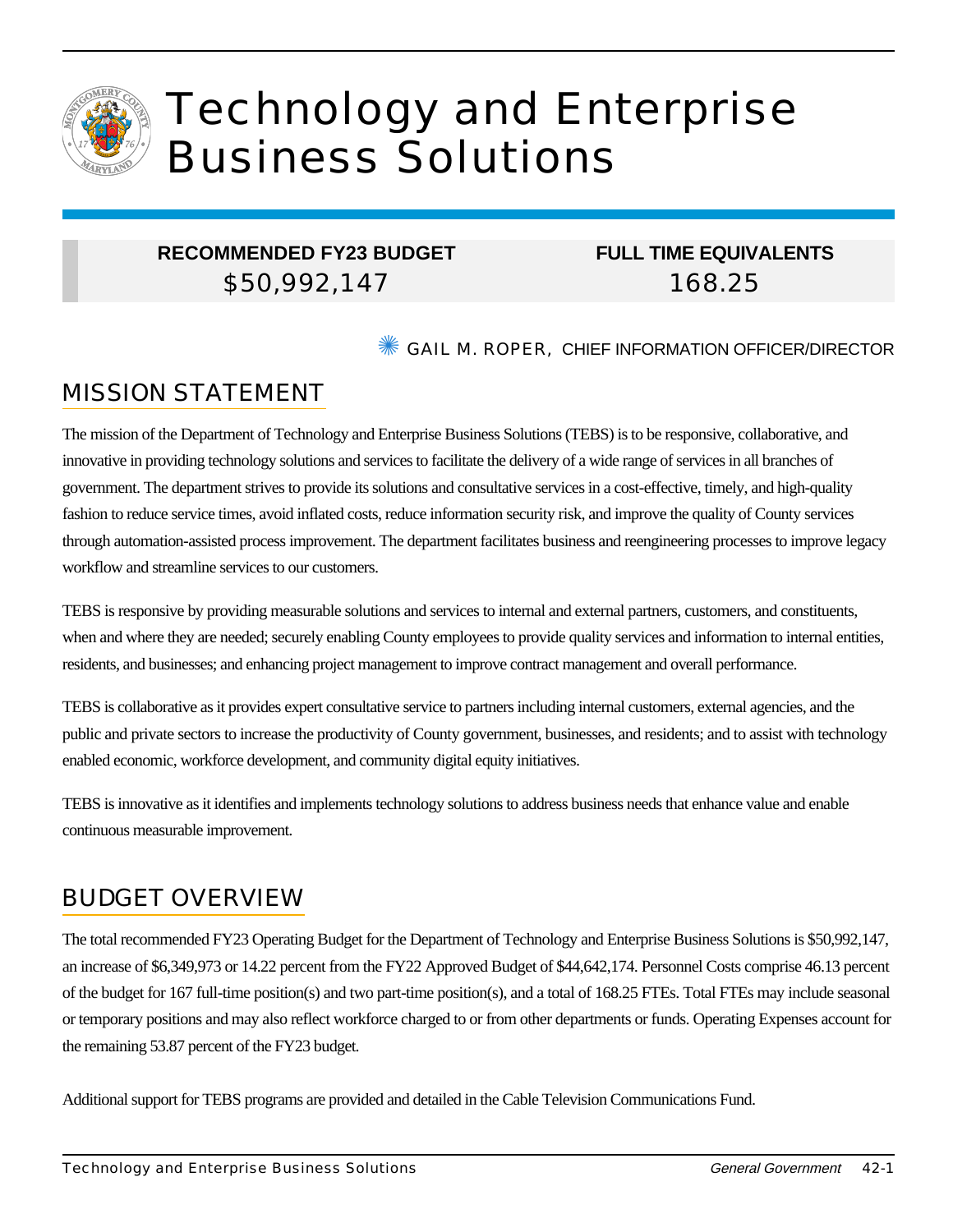# Technology and Enterprise Business Solutions

| RECOMMENDED FY23 BUDGET | FULL TIME EQUIVALENTS |
|---|---|
| $50,992,147 | 168.25 |

GAIL M. ROPER, CHIEF INFORMATION OFFICER/DIRECTOR

## MISSION STATEMENT

The mission of the Department of Technology and Enterprise Business Solutions (TEBS) is to be responsive, collaborative, and innovative in providing technology solutions and services to facilitate the delivery of a wide range of services in all branches of government. The department strives to provide its solutions and consultative services in a cost-effective, timely, and high-quality fashion to reduce service times, avoid inflated costs, reduce information security risk, and improve the quality of County services through automation-assisted process improvement. The department facilitates business and reengineering processes to improve legacy workflow and streamline services to our customers.

TEBS is responsive by providing measurable solutions and services to internal and external partners, customers, and constituents, when and where they are needed; securely enabling County employees to provide quality services and information to internal entities, residents, and businesses; and enhancing project management to improve contract management and overall performance.

TEBS is collaborative as it provides expert consultative service to partners including internal customers, external agencies, and the public and private sectors to increase the productivity of County government, businesses, and residents; and to assist with technology enabled economic, workforce development, and community digital equity initiatives.

TEBS is innovative as it identifies and implements technology solutions to address business needs that enhance value and enable continuous measurable improvement.

## BUDGET OVERVIEW

The total recommended FY23 Operating Budget for the Department of Technology and Enterprise Business Solutions is $50,992,147, an increase of $6,349,973 or 14.22 percent from the FY22 Approved Budget of $44,642,174. Personnel Costs comprise 46.13 percent of the budget for 167 full-time position(s) and two part-time position(s), and a total of 168.25 FTEs. Total FTEs may include seasonal or temporary positions and may also reflect workforce charged to or from other departments or funds. Operating Expenses account for the remaining 53.87 percent of the FY23 budget.

Additional support for TEBS programs are provided and detailed in the Cable Television Communications Fund.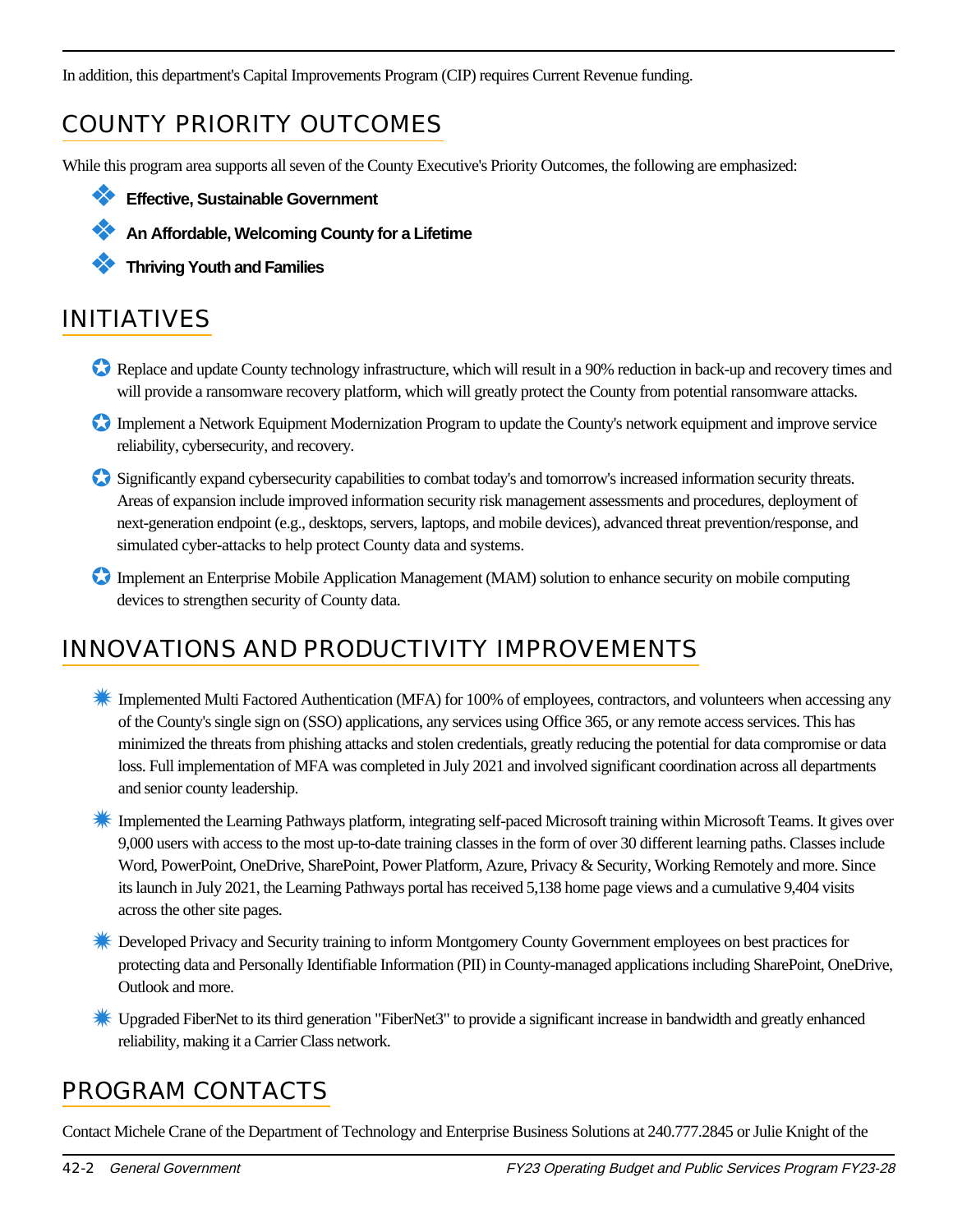In addition, this department's Capital Improvements Program (CIP) requires Current Revenue funding.

## COUNTY PRIORITY OUTCOMES

While this program area supports all seven of the County Executive's Priority Outcomes, the following are emphasized:

- **Effective, Sustainable Government**
- **An Affordable, Welcoming County for a Lifetime**
- **Thriving Youth and Families**

## INITIATIVES

- Replace and update County technology infrastructure, which will result in a 90% reduction in back-up and recovery times and will provide a ransomware recovery platform, which will greatly protect the County from potential ransomware attacks.
- Implement a Network Equipment Modernization Program to update the County's network equipment and improve service reliability, cybersecurity, and recovery.
- Significantly expand cybersecurity capabilities to combat today's and tomorrow's increased information security threats. Areas of expansion include improved information security risk management assessments and procedures, deployment of next-generation endpoint (e.g., desktops, servers, laptops, and mobile devices), advanced threat prevention/response, and simulated cyber-attacks to help protect County data and systems.
- Implement an Enterprise Mobile Application Management (MAM) solution to enhance security on mobile computing devices to strengthen security of County data.

## INNOVATIONS AND PRODUCTIVITY IMPROVEMENTS

- Implemented Multi Factored Authentication (MFA) for 100% of employees, contractors, and volunteers when accessing any of the County's single sign on (SSO) applications, any services using Office 365, or any remote access services. This has minimized the threats from phishing attacks and stolen credentials, greatly reducing the potential for data compromise or data loss. Full implementation of MFA was completed in July 2021 and involved significant coordination across all departments and senior county leadership.
- Implemented the Learning Pathways platform, integrating self-paced Microsoft training within Microsoft Teams. It gives over 9,000 users with access to the most up-to-date training classes in the form of over 30 different learning paths. Classes include Word, PowerPoint, OneDrive, SharePoint, Power Platform, Azure, Privacy & Security, Working Remotely and more. Since its launch in July 2021, the Learning Pathways portal has received 5,138 home page views and a cumulative 9,404 visits across the other site pages.
- Developed Privacy and Security training to inform Montgomery County Government employees on best practices for protecting data and Personally Identifiable Information (PII) in County-managed applications including SharePoint, OneDrive, Outlook and more.
- Upgraded FiberNet to its third generation "FiberNet3" to provide a significant increase in bandwidth and greatly enhanced reliability, making it a Carrier Class network.

## PROGRAM CONTACTS

Contact Michele Crane of the Department of Technology and Enterprise Business Solutions at 240.777.2845 or Julie Knight of the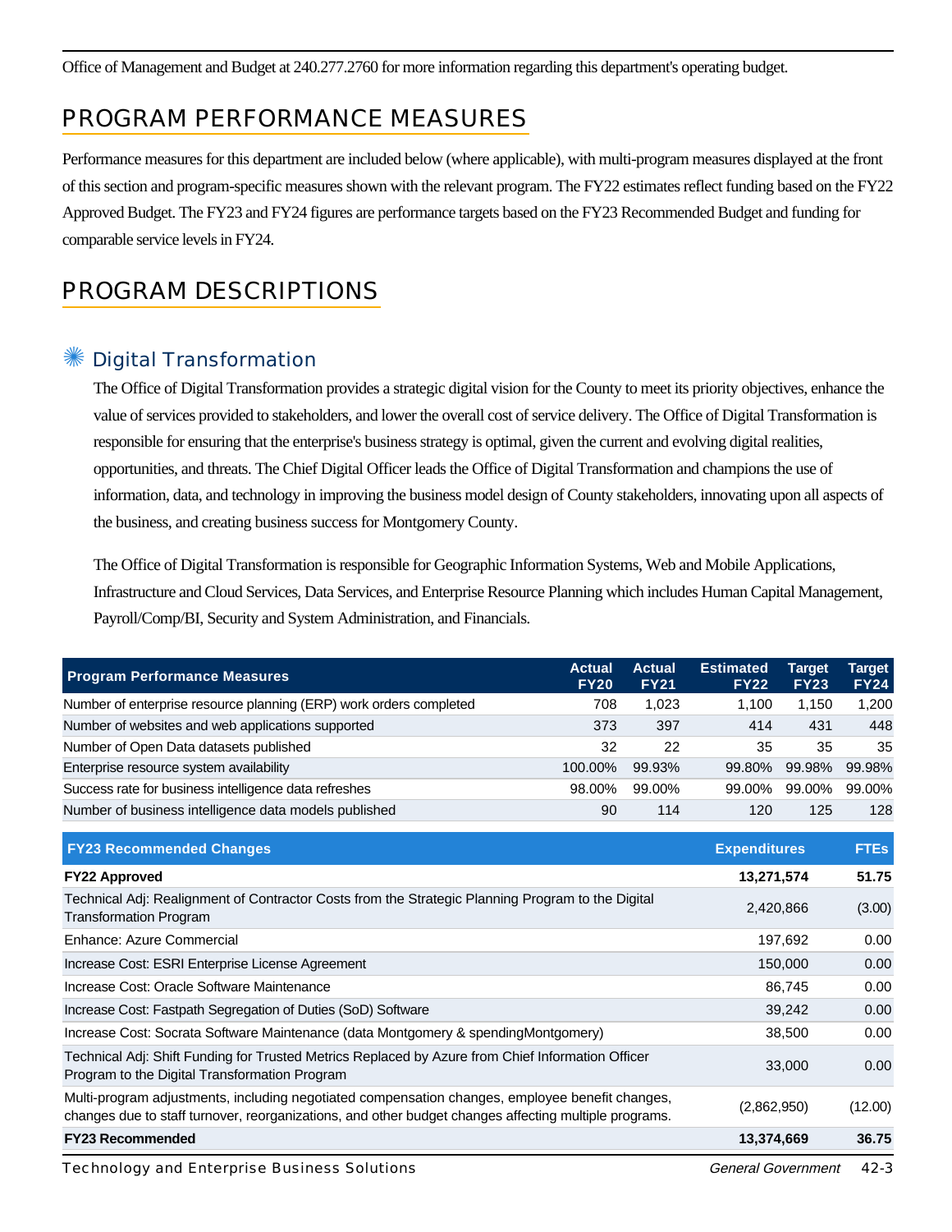Office of Management and Budget at 240.277.2760 for more information regarding this department's operating budget.

## PROGRAM PERFORMANCE MEASURES

Performance measures for this department are included below (where applicable), with multi-program measures displayed at the front of this section and program-specific measures shown with the relevant program. The FY22 estimates reflect funding based on the FY22 Approved Budget. The FY23 and FY24 figures are performance targets based on the FY23 Recommended Budget and funding for comparable service levels in FY24.

## PROGRAM DESCRIPTIONS

### Digital Transformation

The Office of Digital Transformation provides a strategic digital vision for the County to meet its priority objectives, enhance the value of services provided to stakeholders, and lower the overall cost of service delivery. The Office of Digital Transformation is responsible for ensuring that the enterprise's business strategy is optimal, given the current and evolving digital realities, opportunities, and threats. The Chief Digital Officer leads the Office of Digital Transformation and champions the use of information, data, and technology in improving the business model design of County stakeholders, innovating upon all aspects of the business, and creating business success for Montgomery County.

The Office of Digital Transformation is responsible for Geographic Information Systems, Web and Mobile Applications, Infrastructure and Cloud Services, Data Services, and Enterprise Resource Planning which includes Human Capital Management, Payroll/Comp/BI, Security and System Administration, and Financials.

| Program Performance Measures | Actual FY20 | Actual FY21 | Estimated FY22 | Target FY23 | Target FY24 |
|---|---|---|---|---|---|
| Number of enterprise resource planning (ERP) work orders completed | 708 | 1,023 | 1,100 | 1,150 | 1,200 |
| Number of websites and web applications supported | 373 | 397 | 414 | 431 | 448 |
| Number of Open Data datasets published | 32 | 22 | 35 | 35 | 35 |
| Enterprise resource system availability | 100.00% | 99.93% | 99.80% | 99.98% | 99.98% |
| Success rate for business intelligence data refreshes | 98.00% | 99.00% | 99.00% | 99.00% | 99.00% |
| Number of business intelligence data models published | 90 | 114 | 120 | 125 | 128 |

| FY23 Recommended Changes | Expenditures | FTEs |
|---|---|---|
| **FY22 Approved** | **13,271,574** | **51.75** |
| Technical Adj: Realignment of Contractor Costs from the Strategic Planning Program to the Digital Transformation Program | 2,420,866 | (3.00) |
| Enhance: Azure Commercial | 197,692 | 0.00 |
| Increase Cost: ESRI Enterprise License Agreement | 150,000 | 0.00 |
| Increase Cost: Oracle Software Maintenance | 86,745 | 0.00 |
| Increase Cost: Fastpath Segregation of Duties (SoD) Software | 39,242 | 0.00 |
| Increase Cost: Socrata Software Maintenance (data Montgomery & spendingMontgomery) | 38,500 | 0.00 |
| Technical Adj: Shift Funding for Trusted Metrics Replaced by Azure from Chief Information Officer Program to the Digital Transformation Program | 33,000 | 0.00 |
| Multi-program adjustments, including negotiated compensation changes, employee benefit changes, changes due to staff turnover, reorganizations, and other budget changes affecting multiple programs. | (2,862,950) | (12.00) |
| **FY23 Recommended** | **13,374,669** | **36.75** |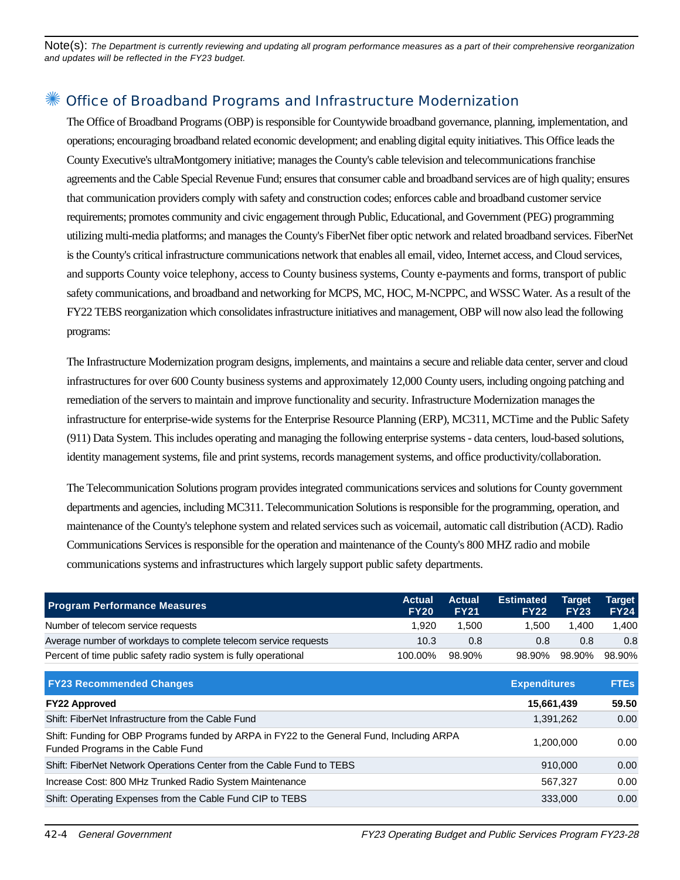Note(s): *The Department is currently reviewing and updating all program performance measures as a part of their comprehensive reorganization and updates will be reflected in the FY23 budget.*

## Office of Broadband Programs and Infrastructure Modernization

The Office of Broadband Programs (OBP) is responsible for Countywide broadband governance, planning, implementation, and operations; encouraging broadband related economic development; and enabling digital equity initiatives. This Office leads the County Executive's ultraMontgomery initiative; manages the County's cable television and telecommunications franchise agreements and the Cable Special Revenue Fund; ensures that consumer cable and broadband services are of high quality; ensures that communication providers comply with safety and construction codes; enforces cable and broadband customer service requirements; promotes community and civic engagement through Public, Educational, and Government (PEG) programming utilizing multi-media platforms; and manages the County's FiberNet fiber optic network and related broadband services. FiberNet is the County's critical infrastructure communications network that enables all email, video, Internet access, and Cloud services, and supports County voice telephony, access to County business systems, County e-payments and forms, transport of public safety communications, and broadband and networking for MCPS, MC, HOC, M-NCPPC, and WSSC Water. As a result of the FY22 TEBS reorganization which consolidates infrastructure initiatives and management, OBP will now also lead the following programs:

The Infrastructure Modernization program designs, implements, and maintains a secure and reliable data center, server and cloud infrastructures for over 600 County business systems and approximately 12,000 County users, including ongoing patching and remediation of the servers to maintain and improve functionality and security. Infrastructure Modernization manages the infrastructure for enterprise-wide systems for the Enterprise Resource Planning (ERP), MC311, MCTime and the Public Safety (911) Data System. This includes operating and managing the following enterprise systems - data centers, loud-based solutions, identity management systems, file and print systems, records management systems, and office productivity/collaboration.

The Telecommunication Solutions program provides integrated communications services and solutions for County government departments and agencies, including MC311. Telecommunication Solutions is responsible for the programming, operation, and maintenance of the County's telephone system and related services such as voicemail, automatic call distribution (ACD). Radio Communications Services is responsible for the operation and maintenance of the County's 800 MHZ radio and mobile communications systems and infrastructures which largely support public safety departments.

| Program Performance Measures | Actual FY20 | Actual FY21 | Estimated FY22 | Target FY23 | Target FY24 |
|---|---|---|---|---|---|
| Number of telecom service requests | 1,920 | 1,500 | 1,500 | 1,400 | 1,400 |
| Average number of workdays to complete telecom service requests | 10.3 | 0.8 | 0.8 | 0.8 | 0.8 |
| Percent of time public safety radio system is fully operational | 100.00% | 98.90% | 98.90% | 98.90% | 98.90% |

| FY23 Recommended Changes | Expenditures | FTEs |
|---|---|---|
| **FY22 Approved** | **15,661,439** | **59.50** |
| Shift: FiberNet Infrastructure from the Cable Fund | 1,391,262 | 0.00 |
| Shift: Funding for OBP Programs funded by ARPA in FY22 to the General Fund, Including ARPA Funded Programs in the Cable Fund | 1,200,000 | 0.00 |
| Shift: FiberNet Network Operations Center from the Cable Fund to TEBS | 910,000 | 0.00 |
| Increase Cost: 800 MHz Trunked Radio System Maintenance | 567,327 | 0.00 |
| Shift: Operating Expenses from the Cable Fund CIP to TEBS | 333,000 | 0.00 |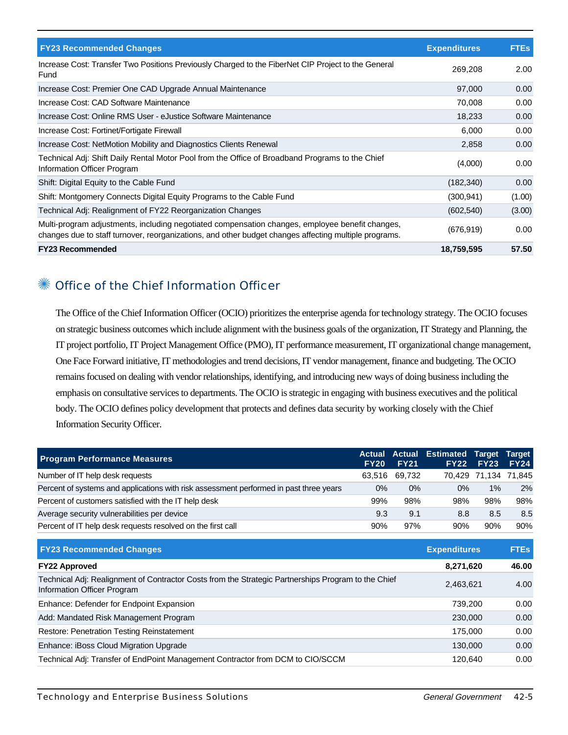| FY23 Recommended Changes | Expenditures | FTEs |
| --- | --- | --- |
| Increase Cost: Transfer Two Positions Previously Charged to the FiberNet CIP Project to the General Fund | 269,208 | 2.00 |
| Increase Cost: Premier One CAD Upgrade Annual Maintenance | 97,000 | 0.00 |
| Increase Cost: CAD Software Maintenance | 70,008 | 0.00 |
| Increase Cost: Online RMS User - eJustice Software Maintenance | 18,233 | 0.00 |
| Increase Cost: Fortinet/Fortigate Firewall | 6,000 | 0.00 |
| Increase Cost: NetMotion Mobility and Diagnostics Clients Renewal | 2,858 | 0.00 |
| Technical Adj: Shift Daily Rental Motor Pool from the Office of Broadband Programs to the Chief Information Officer Program | (4,000) | 0.00 |
| Shift: Digital Equity to the Cable Fund | (182,340) | 0.00 |
| Shift: Montgomery Connects Digital Equity Programs to the Cable Fund | (300,941) | (1.00) |
| Technical Adj: Realignment of FY22 Reorganization Changes | (602,540) | (3.00) |
| Multi-program adjustments, including negotiated compensation changes, employee benefit changes, changes due to staff turnover, reorganizations, and other budget changes affecting multiple programs. | (676,919) | 0.00 |
| **FY23 Recommended** | **18,759,595** | **57.50** |

## Office of the Chief Information Officer

The Office of the Chief Information Officer (OCIO) prioritizes the enterprise agenda for technology strategy. The OCIO focuses on strategic business outcomes which include alignment with the business goals of the organization, IT Strategy and Planning, the IT project portfolio, IT Project Management Office (PMO), IT performance measurement, IT organizational change management, One Face Forward initiative, IT methodologies and trend decisions, IT vendor management, finance and budgeting. The OCIO remains focused on dealing with vendor relationships, identifying, and introducing new ways of doing business including the emphasis on consultative services to departments. The OCIO is strategic in engaging with business executives and the political body. The OCIO defines policy development that protects and defines data security by working closely with the Chief Information Security Officer.

| Program Performance Measures | Actual FY20 | Actual FY21 | Estimated FY22 | Target FY23 | Target FY24 |
| --- | --- | --- | --- | --- | --- |
| Number of IT help desk requests | 63,516 | 69,732 | 70,429 | 71,134 | 71,845 |
| Percent of systems and applications with risk assessment performed in past three years | 0% | 0% | 0% | 1% | 2% |
| Percent of customers satisfied with the IT help desk | 99% | 98% | 98% | 98% | 98% |
| Average security vulnerabilities per device | 9.3 | 9.1 | 8.8 | 8.5 | 8.5 |
| Percent of IT help desk requests resolved on the first call | 90% | 97% | 90% | 90% | 90% |

| FY23 Recommended Changes | Expenditures | FTEs |
| --- | --- | --- |
| **FY22 Approved** | **8,271,620** | **46.00** |
| Technical Adj: Realignment of Contractor Costs from the Strategic Partnerships Program to the Chief Information Officer Program | 2,463,621 | 4.00 |
| Enhance: Defender for Endpoint Expansion | 739,200 | 0.00 |
| Add: Mandated Risk Management Program | 230,000 | 0.00 |
| Restore: Penetration Testing Reinstatement | 175,000 | 0.00 |
| Enhance: iBoss Cloud Migration Upgrade | 130,000 | 0.00 |
| Technical Adj: Transfer of EndPoint Management Contractor from DCM to CIO/SCCM | 120,640 | 0.00 |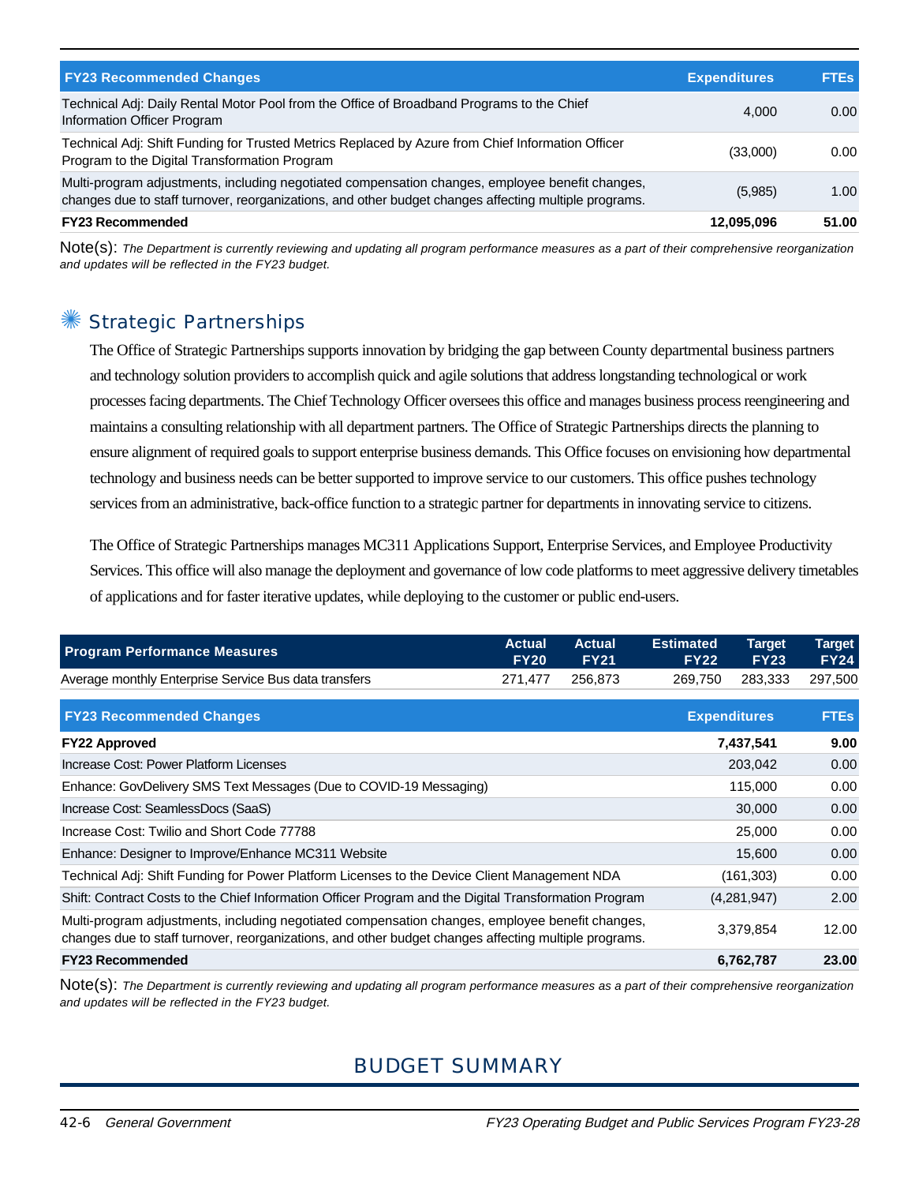| FY23 Recommended Changes | Expenditures | FTEs |
|---|---|---|
| Technical Adj: Daily Rental Motor Pool from the Office of Broadband Programs to the Chief Information Officer Program | 4,000 | 0.00 |
| Technical Adj: Shift Funding for Trusted Metrics Replaced by Azure from Chief Information Officer Program to the Digital Transformation Program | (33,000) | 0.00 |
| Multi-program adjustments, including negotiated compensation changes, employee benefit changes, changes due to staff turnover, reorganizations, and other budget changes affecting multiple programs. | (5,985) | 1.00 |
| **FY23 Recommended** | **12,095,096** | **51.00** |

Note(s): *The Department is currently reviewing and updating all program performance measures as a part of their comprehensive reorganization and updates will be reflected in the FY23 budget.*

## Strategic Partnerships

The Office of Strategic Partnerships supports innovation by bridging the gap between County departmental business partners and technology solution providers to accomplish quick and agile solutions that address longstanding technological or work processes facing departments. The Chief Technology Officer oversees this office and manages business process reengineering and maintains a consulting relationship with all department partners. The Office of Strategic Partnerships directs the planning to ensure alignment of required goals to support enterprise business demands. This Office focuses on envisioning how departmental technology and business needs can be better supported to improve service to our customers. This office pushes technology services from an administrative, back-office function to a strategic partner for departments in innovating service to citizens.

The Office of Strategic Partnerships manages MC311 Applications Support, Enterprise Services, and Employee Productivity Services. This office will also manage the deployment and governance of low code platforms to meet aggressive delivery timetables of applications and for faster iterative updates, while deploying to the customer or public end-users.

| Program Performance Measures | Actual FY20 | Actual FY21 | Estimated FY22 | Target FY23 | Target FY24 |
|---|---|---|---|---|---|
| Average monthly Enterprise Service Bus data transfers | 271,477 | 256,873 | 269,750 | 283,333 | 297,500 |

| FY23 Recommended Changes | Expenditures | FTEs |
|---|---|---|
| **FY22 Approved** | **7,437,541** | **9.00** |
| Increase Cost: Power Platform Licenses | 203,042 | 0.00 |
| Enhance: GovDelivery SMS Text Messages (Due to COVID-19 Messaging) | 115,000 | 0.00 |
| Increase Cost: SeamlessDocs (SaaS) | 30,000 | 0.00 |
| Increase Cost: Twilio and Short Code 77788 | 25,000 | 0.00 |
| Enhance: Designer to Improve/Enhance MC311 Website | 15,600 | 0.00 |
| Technical Adj: Shift Funding for Power Platform Licenses to the Device Client Management NDA | (161,303) | 0.00 |
| Shift: Contract Costs to the Chief Information Officer Program and the Digital Transformation Program | (4,281,947) | 2.00 |
| Multi-program adjustments, including negotiated compensation changes, employee benefit changes, changes due to staff turnover, reorganizations, and other budget changes affecting multiple programs. | 3,379,854 | 12.00 |
| **FY23 Recommended** | **6,762,787** | **23.00** |

Note(s): *The Department is currently reviewing and updating all program performance measures as a part of their comprehensive reorganization and updates will be reflected in the FY23 budget.*

# BUDGET SUMMARY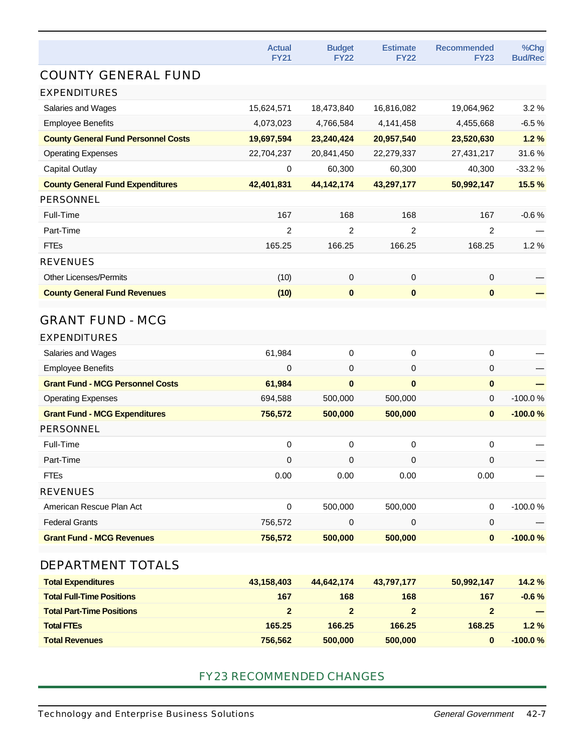| | Actual FY21 | Budget FY22 | Estimate FY22 | Recommended FY23 | %Chg Bud/Rec |
|---|---|---|---|---|---|
| **COUNTY GENERAL FUND** | | | | | |
| **EXPENDITURES** | | | | | |
| Salaries and Wages | 15,624,571 | 18,473,840 | 16,816,082 | 19,064,962 | 3.2 % |
| Employee Benefits | 4,073,023 | 4,766,584 | 4,141,458 | 4,455,668 | -6.5 % |
| **County General Fund Personnel Costs** | **19,697,594** | **23,240,424** | **20,957,540** | **23,520,630** | **1.2 %** |
| Operating Expenses | 22,704,237 | 20,841,450 | 22,279,337 | 27,431,217 | 31.6 % |
| Capital Outlay | 0 | 60,300 | 60,300 | 40,300 | -33.2 % |
| **County General Fund Expenditures** | **42,401,831** | **44,142,174** | **43,297,177** | **50,992,147** | **15.5 %** |
| **PERSONNEL** | | | | | |
| Full-Time | 167 | 168 | 168 | 167 | -0.6 % |
| Part-Time | 2 | 2 | 2 | 2 | — |
| FTEs | 165.25 | 166.25 | 166.25 | 168.25 | 1.2 % |
| **REVENUES** | | | | | |
| Other Licenses/Permits | (10) | 0 | 0 | 0 | — |
| **County General Fund Revenues** | **(10)** | **0** | **0** | **0** | **—** |
| **GRANT FUND - MCG** | | | | | |
| **EXPENDITURES** | | | | | |
| Salaries and Wages | 61,984 | 0 | 0 | 0 | — |
| Employee Benefits | 0 | 0 | 0 | 0 | — |
| **Grant Fund - MCG Personnel Costs** | **61,984** | **0** | **0** | **0** | **—** |
| Operating Expenses | 694,588 | 500,000 | 500,000 | 0 | -100.0 % |
| **Grant Fund - MCG Expenditures** | **756,572** | **500,000** | **500,000** | **0** | **-100.0 %** |
| **PERSONNEL** | | | | | |
| Full-Time | 0 | 0 | 0 | 0 | — |
| Part-Time | 0 | 0 | 0 | 0 | — |
| FTEs | 0.00 | 0.00 | 0.00 | 0.00 | — |
| **REVENUES** | | | | | |
| American Rescue Plan Act | 0 | 500,000 | 500,000 | 0 | -100.0 % |
| Federal Grants | 756,572 | 0 | 0 | 0 | — |
| **Grant Fund - MCG Revenues** | **756,572** | **500,000** | **500,000** | **0** | **-100.0 %** |
| **DEPARTMENT TOTALS** | | | | | |
| **Total Expenditures** | **43,158,403** | **44,642,174** | **43,797,177** | **50,992,147** | **14.2 %** |
| **Total Full-Time Positions** | **167** | **168** | **168** | **167** | **-0.6 %** |
| **Total Part-Time Positions** | **2** | **2** | **2** | **2** | **—** |
| **Total FTEs** | **165.25** | **166.25** | **166.25** | **168.25** | **1.2 %** |
| **Total Revenues** | **756,562** | **500,000** | **500,000** | **0** | **-100.0 %** |

## FY23 RECOMMENDED CHANGES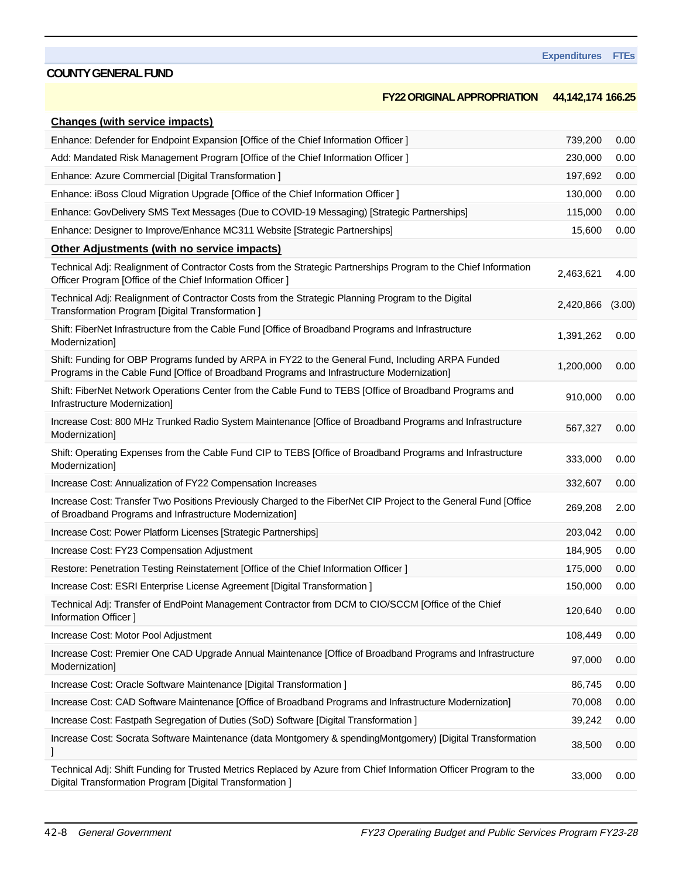| | Expenditures | FTEs |
|---|---|---|
| **COUNTY GENERAL FUND** | | |
| **FY22 ORIGINAL APPROPRIATION** | **44,142,174** | **166.25** |
| **Changes (with service impacts)** | | |
| Enhance: Defender for Endpoint Expansion [Office of the Chief Information Officer ] | 739,200 | 0.00 |
| Add: Mandated Risk Management Program [Office of the Chief Information Officer ] | 230,000 | 0.00 |
| Enhance: Azure Commercial [Digital Transformation ] | 197,692 | 0.00 |
| Enhance: iBoss Cloud Migration Upgrade [Office of the Chief Information Officer ] | 130,000 | 0.00 |
| Enhance: GovDelivery SMS Text Messages (Due to COVID-19 Messaging) [Strategic Partnerships] | 115,000 | 0.00 |
| Enhance: Designer to Improve/Enhance MC311 Website [Strategic Partnerships] | 15,600 | 0.00 |
| **Other Adjustments (with no service impacts)** | | |
| Technical Adj: Realignment of Contractor Costs from the Strategic Partnerships Program to the Chief Information Officer Program [Office of the Chief Information Officer ] | 2,463,621 | 4.00 |
| Technical Adj: Realignment of Contractor Costs from the Strategic Planning Program to the Digital Transformation Program [Digital Transformation ] | 2,420,866 | (3.00) |
| Shift: FiberNet Infrastructure from the Cable Fund [Office of Broadband Programs and Infrastructure Modernization] | 1,391,262 | 0.00 |
| Shift: Funding for OBP Programs funded by ARPA in FY22 to the General Fund, Including ARPA Funded Programs in the Cable Fund [Office of Broadband Programs and Infrastructure Modernization] | 1,200,000 | 0.00 |
| Shift: FiberNet Network Operations Center from the Cable Fund to TEBS [Office of Broadband Programs and Infrastructure Modernization] | 910,000 | 0.00 |
| Increase Cost: 800 MHz Trunked Radio System Maintenance [Office of Broadband Programs and Infrastructure Modernization] | 567,327 | 0.00 |
| Shift: Operating Expenses from the Cable Fund CIP to TEBS [Office of Broadband Programs and Infrastructure Modernization] | 333,000 | 0.00 |
| Increase Cost: Annualization of FY22 Compensation Increases | 332,607 | 0.00 |
| Increase Cost: Transfer Two Positions Previously Charged to the FiberNet CIP Project to the General Fund [Office of Broadband Programs and Infrastructure Modernization] | 269,208 | 2.00 |
| Increase Cost: Power Platform Licenses [Strategic Partnerships] | 203,042 | 0.00 |
| Increase Cost: FY23 Compensation Adjustment | 184,905 | 0.00 |
| Restore: Penetration Testing Reinstatement [Office of the Chief Information Officer ] | 175,000 | 0.00 |
| Increase Cost: ESRI Enterprise License Agreement [Digital Transformation ] | 150,000 | 0.00 |
| Technical Adj: Transfer of EndPoint Management Contractor from DCM to CIO/SCCM [Office of the Chief Information Officer ] | 120,640 | 0.00 |
| Increase Cost: Motor Pool Adjustment | 108,449 | 0.00 |
| Increase Cost: Premier One CAD Upgrade Annual Maintenance [Office of Broadband Programs and Infrastructure Modernization] | 97,000 | 0.00 |
| Increase Cost: Oracle Software Maintenance [Digital Transformation ] | 86,745 | 0.00 |
| Increase Cost: CAD Software Maintenance [Office of Broadband Programs and Infrastructure Modernization] | 70,008 | 0.00 |
| Increase Cost: Fastpath Segregation of Duties (SoD) Software [Digital Transformation ] | 39,242 | 0.00 |
| Increase Cost: Socrata Software Maintenance (data Montgomery & spendingMontgomery) [Digital Transformation ] | 38,500 | 0.00 |
| Technical Adj: Shift Funding for Trusted Metrics Replaced by Azure from Chief Information Officer Program to the Digital Transformation Program [Digital Transformation ] | 33,000 | 0.00 |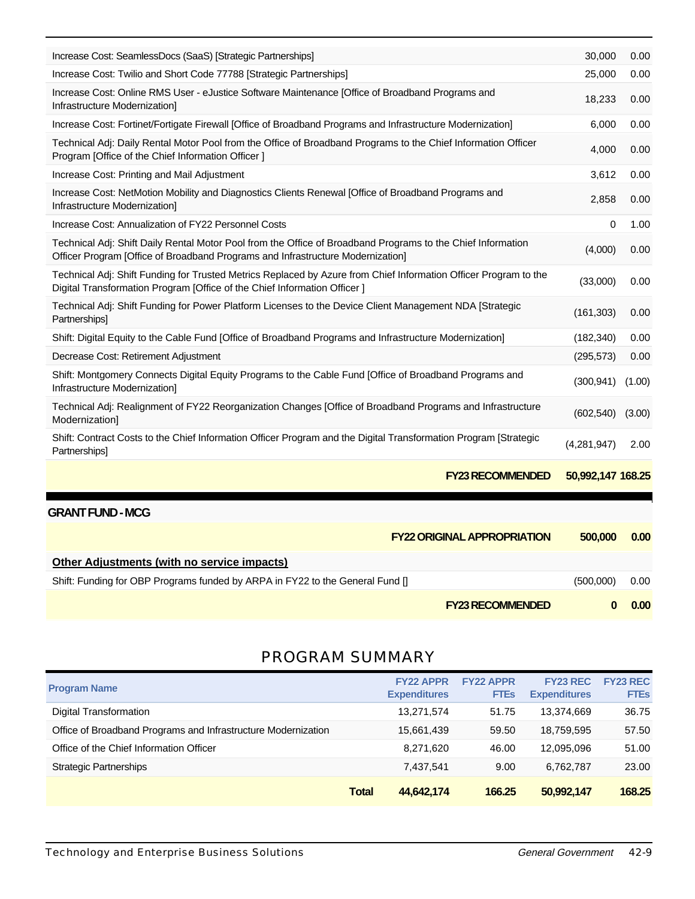| | | |
|---|---|---|
| Increase Cost: SeamlessDocs (SaaS) [Strategic Partnerships] | 30,000 | 0.00 |
| Increase Cost: Twilio and Short Code 77788 [Strategic Partnerships] | 25,000 | 0.00 |
| Increase Cost: Online RMS User - eJustice Software Maintenance [Office of Broadband Programs and Infrastructure Modernization] | 18,233 | 0.00 |
| Increase Cost: Fortinet/Fortigate Firewall [Office of Broadband Programs and Infrastructure Modernization] | 6,000 | 0.00 |
| Technical Adj: Daily Rental Motor Pool from the Office of Broadband Programs to the Chief Information Officer Program [Office of the Chief Information Officer ] | 4,000 | 0.00 |
| Increase Cost: Printing and Mail Adjustment | 3,612 | 0.00 |
| Increase Cost: NetMotion Mobility and Diagnostics Clients Renewal [Office of Broadband Programs and Infrastructure Modernization] | 2,858 | 0.00 |
| Increase Cost: Annualization of FY22 Personnel Costs | 0 | 1.00 |
| Technical Adj: Shift Daily Rental Motor Pool from the Office of Broadband Programs to the Chief Information Officer Program [Office of Broadband Programs and Infrastructure Modernization] | (4,000) | 0.00 |
| Technical Adj: Shift Funding for Trusted Metrics Replaced by Azure from Chief Information Officer Program to the Digital Transformation Program [Office of the Chief Information Officer ] | (33,000) | 0.00 |
| Technical Adj: Shift Funding for Power Platform Licenses to the Device Client Management NDA [Strategic Partnerships] | (161,303) | 0.00 |
| Shift: Digital Equity to the Cable Fund [Office of Broadband Programs and Infrastructure Modernization] | (182,340) | 0.00 |
| Decrease Cost: Retirement Adjustment | (295,573) | 0.00 |
| Shift: Montgomery Connects Digital Equity Programs to the Cable Fund [Office of Broadband Programs and Infrastructure Modernization] | (300,941) | (1.00) |
| Technical Adj: Realignment of FY22 Reorganization Changes [Office of Broadband Programs and Infrastructure Modernization] | (602,540) | (3.00) |
| Shift: Contract Costs to the Chief Information Officer Program and the Digital Transformation Program [Strategic Partnerships] | (4,281,947) | 2.00 |
| **FY23 RECOMMENDED** | **50,992,147** | **168.25** |

## GRANT FUND - MCG

| | | |
|---|---|---|
| **FY22 ORIGINAL APPROPRIATION** | **500,000** | **0.00** |
| **Other Adjustments (with no service impacts)** | | |
| Shift: Funding for OBP Programs funded by ARPA in FY22 to the General Fund [] | (500,000) | 0.00 |
| **FY23 RECOMMENDED** | **0** | **0.00** |

## PROGRAM SUMMARY

| Program Name | FY22 APPR Expenditures | FY22 APPR FTEs | FY23 REC Expenditures | FY23 REC FTEs |
|---|---|---|---|---|
| Digital Transformation | 13,271,574 | 51.75 | 13,374,669 | 36.75 |
| Office of Broadband Programs and Infrastructure Modernization | 15,661,439 | 59.50 | 18,759,595 | 57.50 |
| Office of the Chief Information Officer | 8,271,620 | 46.00 | 12,095,096 | 51.00 |
| Strategic Partnerships | 7,437,541 | 9.00 | 6,762,787 | 23.00 |
| **Total** | **44,642,174** | **166.25** | **50,992,147** | **168.25** |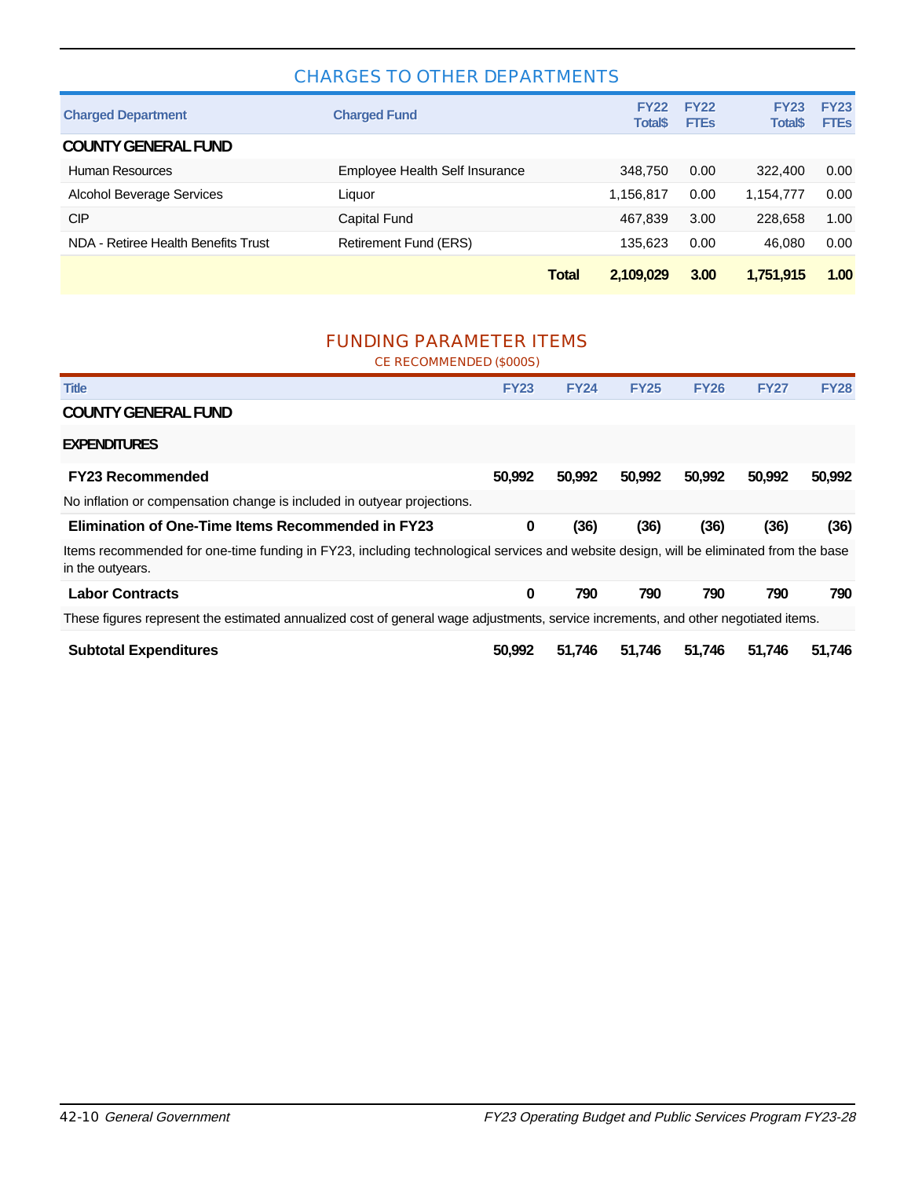## CHARGES TO OTHER DEPARTMENTS

| Charged Department | Charged Fund | | FY22 Total$ | FY22 FTEs | FY23 Total$ | FY23 FTEs |
|---|---|---|---|---|---|---|
| **COUNTY GENERAL FUND** | | | | | | |
| Human Resources | Employee Health Self Insurance | | 348,750 | 0.00 | 322,400 | 0.00 |
| Alcohol Beverage Services | Liquor | | 1,156,817 | 0.00 | 1,154,777 | 0.00 |
| CIP | Capital Fund | | 467,839 | 3.00 | 228,658 | 1.00 |
| NDA - Retiree Health Benefits Trust | Retirement Fund (ERS) | | 135,623 | 0.00 | 46,080 | 0.00 |
| | | **Total** | **2,109,029** | **3.00** | **1,751,915** | **1.00** |

## FUNDING PARAMETER ITEMS

CE RECOMMENDED ($000S)

| Title | FY23 | FY24 | FY25 | FY26 | FY27 | FY28 |
|---|---|---|---|---|---|---|
| **COUNTY GENERAL FUND** | | | | | | |
| **EXPENDITURES** | | | | | | |
| **FY23 Recommended** | **50,992** | **50,992** | **50,992** | **50,992** | **50,992** | **50,992** |
| No inflation or compensation change is included in outyear projections. | | | | | | |
| **Elimination of One-Time Items Recommended in FY23** | **0** | **(36)** | **(36)** | **(36)** | **(36)** | **(36)** |
| Items recommended for one-time funding in FY23, including technological services and website design, will be eliminated from the base in the outyears. | | | | | | |
| **Labor Contracts** | **0** | **790** | **790** | **790** | **790** | **790** |
| These figures represent the estimated annualized cost of general wage adjustments, service increments, and other negotiated items. | | | | | | |
| **Subtotal Expenditures** | **50,992** | **51,746** | **51,746** | **51,746** | **51,746** | **51,746** |